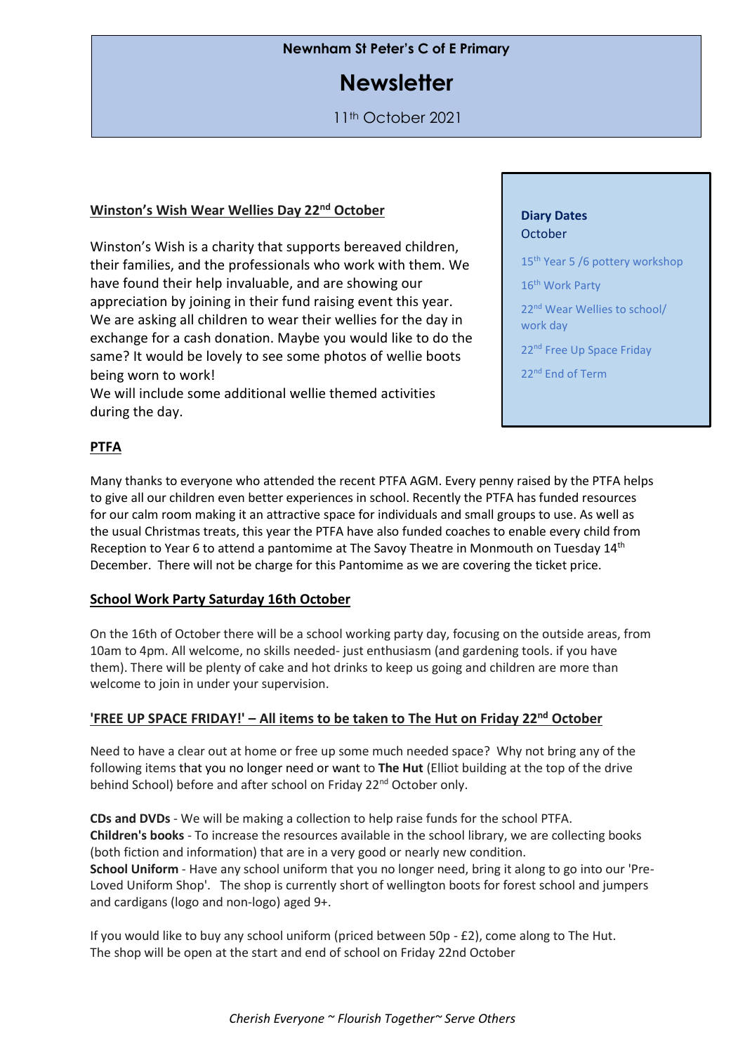**Newnham St Peter's C of E Primary**

# Newsletter

11th October 2021

## Winston's Wish Wear Wellies Day 22nd October

Winston's Wish is a charity that supports bereaved children, their families, and the professionals who work with them. We have found their help invaluable, and are showing our appreciation by joining in their fund raising event this year. We are asking all children to wear their wellies for the day in exchange for a cash donation. Maybe you would like to do the same? It would be lovely to see some photos of wellie boots being worn to work!
We will include some additional wellie themed activities during the day.

**Diary Dates**
October

- 15th Year 5 /6 pottery workshop
- 16th Work Party
- 22nd Wear Wellies to school/ work day
- 22nd Free Up Space Friday
- 22nd End of Term

## PTFA

Many thanks to everyone who attended the recent PTFA AGM. Every penny raised by the PTFA helps to give all our children even better experiences in school. Recently the PTFA has funded resources for our calm room making it an attractive space for individuals and small groups to use. As well as the usual Christmas treats, this year the PTFA have also funded coaches to enable every child from Reception to Year 6 to attend a pantomime at The Savoy Theatre in Monmouth on Tuesday 14th December. There will not be charge for this Pantomime as we are covering the ticket price.

## School Work Party Saturday 16th October

On the 16th of October there will be a school working party day, focusing on the outside areas, from 10am to 4pm. All welcome, no skills needed- just enthusiasm (and gardening tools. if you have them). There will be plenty of cake and hot drinks to keep us going and children are more than welcome to join in under your supervision.

## 'FREE UP SPACE FRIDAY!' – All items to be taken to The Hut on Friday 22nd October

Need to have a clear out at home or free up some much needed space? Why not bring any of the following items that you no longer need or want to **The Hut** (Elliot building at the top of the drive behind School) before and after school on Friday 22nd October only.

**CDs and DVDs** - We will be making a collection to help raise funds for the school PTFA.
**Children's books** - To increase the resources available in the school library, we are collecting books (both fiction and information) that are in a very good or nearly new condition.
**School Uniform** - Have any school uniform that you no longer need, bring it along to go into our 'Pre-Loved Uniform Shop'. The shop is currently short of wellington boots for forest school and jumpers and cardigans (logo and non-logo) aged 9+.

If you would like to buy any school uniform (priced between 50p - £2), come along to The Hut.
The shop will be open at the start and end of school on Friday 22nd October

*Cherish Everyone ~ Flourish Together~ Serve Others*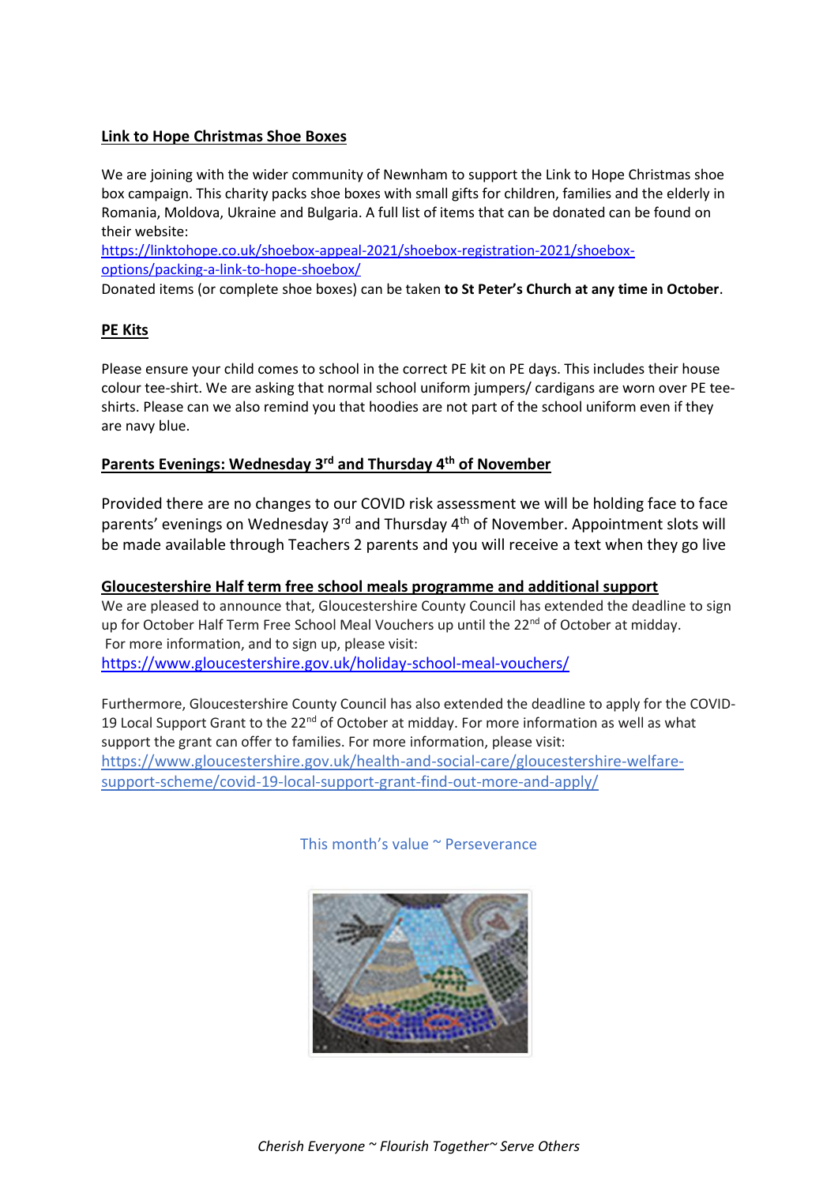## Link to Hope Christmas Shoe Boxes

We are joining with the wider community of Newnham to support the Link to Hope Christmas shoe box campaign. This charity packs shoe boxes with small gifts for children, families and the elderly in Romania, Moldova, Ukraine and Bulgaria. A full list of items that can be donated can be found on their website: https://linktohope.co.uk/shoebox-appeal-2021/shoebox-registration-2021/shoebox-options/packing-a-link-to-hope-shoebox/

Donated items (or complete shoe boxes) can be taken **to St Peter's Church at any time in October**.

## PE Kits

Please ensure your child comes to school in the correct PE kit on PE days. This includes their house colour tee-shirt. We are asking that normal school uniform jumpers/ cardigans are worn over PE tee-shirts. Please can we also remind you that hoodies are not part of the school uniform even if they are navy blue.

## Parents Evenings: Wednesday 3rd and Thursday 4th of November

Provided there are no changes to our COVID risk assessment we will be holding face to face parents' evenings on Wednesday 3rd and Thursday 4th of November. Appointment slots will be made available through Teachers 2 parents and you will receive a text when they go live

## Gloucestershire Half term free school meals programme and additional support

We are pleased to announce that, Gloucestershire County Council has extended the deadline to sign up for October Half Term Free School Meal Vouchers up until the 22nd of October at midday. For more information, and to sign up, please visit: https://www.gloucestershire.gov.uk/holiday-school-meal-vouchers/

Furthermore, Gloucestershire County Council has also extended the deadline to apply for the COVID-19 Local Support Grant to the 22nd of October at midday. For more information as well as what support the grant can offer to families. For more information, please visit: https://www.gloucestershire.gov.uk/health-and-social-care/gloucestershire-welfare-support-scheme/covid-19-local-support-grant-find-out-more-and-apply/

This month's value ~ Perseverance

*Cherish Everyone ~ Flourish Together~ Serve Others*